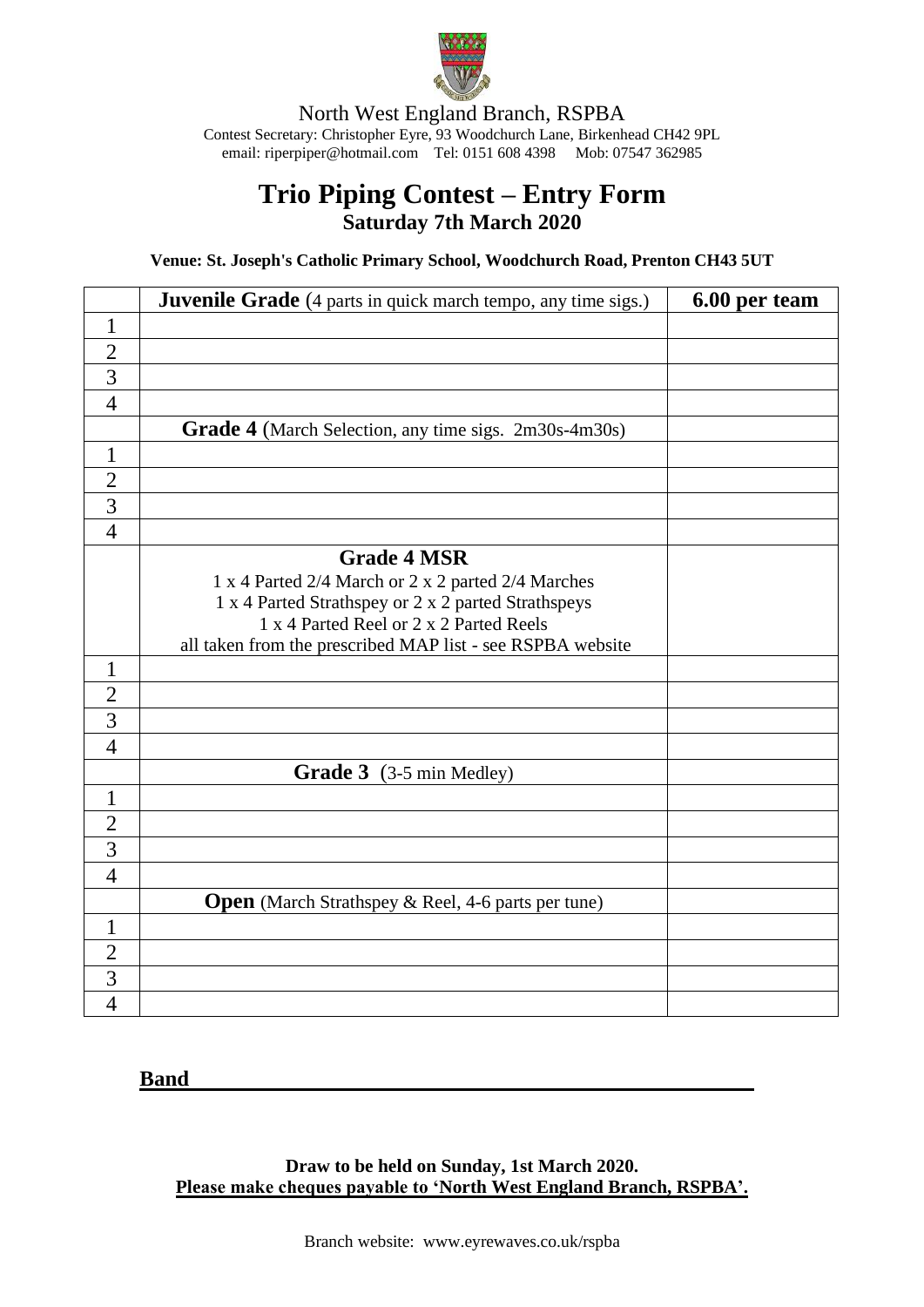North West England Branch, RSPBA

Contest Secretary: Christopher Eyre, 93 Woodchurch Lane, Birkenhead CH42 9PL
email: riperpiper@hotmail.com Tel: 0151 608 4398 Mob: 07547 362985

# Trio Piping Contest – Entry Form

## Saturday 7th March 2020

**Venue: St. Joseph's Catholic Primary School, Woodchurch Road, Prenton CH43 5UT**

| | **Juvenile Grade** (4 parts in quick march tempo, any time sigs.) | **6.00 per team** |
|---|---|---|
| 1 | | |
| 2 | | |
| 3 | | |
| 4 | | |
| | **Grade 4** (March Selection, any time sigs. 2m30s-4m30s) | |
| 1 | | |
| 2 | | |
| 3 | | |
| 4 | | |
| | **Grade 4 MSR**<br>1 x 4 Parted 2/4 March or 2 x 2 parted 2/4 Marches<br>1 x 4 Parted Strathspey or 2 x 2 parted Strathspeys<br>1 x 4 Parted Reel or 2 x 2 Parted Reels<br>all taken from the prescribed MAP list - see RSPBA website | |
| 1 | | |
| 2 | | |
| 3 | | |
| 4 | | |
| | **Grade 3** (3-5 min Medley) | |
| 1 | | |
| 2 | | |
| 3 | | |
| 4 | | |
| | **Open** (March Strathspey & Reel, 4-6 parts per tune) | |
| 1 | | |
| 2 | | |
| 3 | | |
| 4 | | |

**Band**\_\_\_\_\_\_\_\_\_\_\_\_\_\_\_\_\_\_\_\_\_\_\_\_\_\_\_\_\_\_\_\_\_\_\_\_\_\_\_\_\_\_\_\_\_\_\_\_

**Draw to be held on Sunday, 1st March 2020.**

**Please make cheques payable to 'North West England Branch, RSPBA'.**

Branch website: www.eyrewaves.co.uk/rspba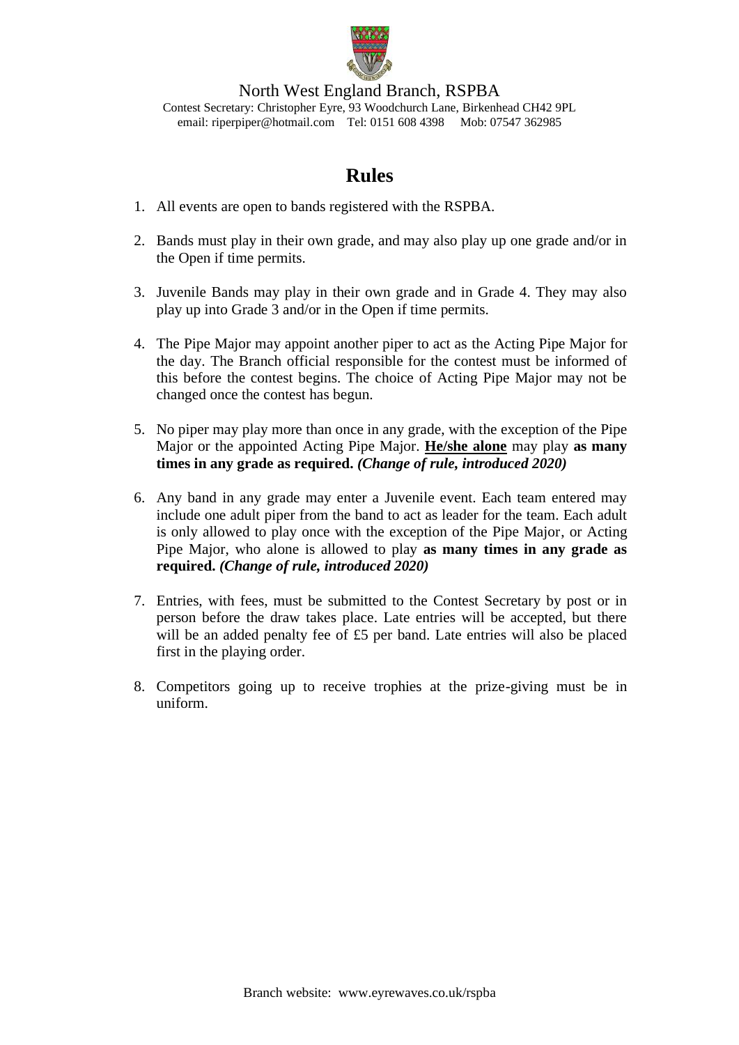North West England Branch, RSPBA

Contest Secretary: Christopher Eyre, 93 Woodchurch Lane, Birkenhead CH42 9PL
email: riperpiper@hotmail.com Tel: 0151 608 4398 Mob: 07547 362985

# Rules

1. All events are open to bands registered with the RSPBA.

2. Bands must play in their own grade, and may also play up one grade and/or in the Open if time permits.

3. Juvenile Bands may play in their own grade and in Grade 4. They may also play up into Grade 3 and/or in the Open if time permits.

4. The Pipe Major may appoint another piper to act as the Acting Pipe Major for the day. The Branch official responsible for the contest must be informed of this before the contest begins. The choice of Acting Pipe Major may not be changed once the contest has begun.

5. No piper may play more than once in any grade, with the exception of the Pipe Major or the appointed Acting Pipe Major. <u>**He/she alone**</u> may play **as many times in any grade as required.** ***(Change of rule, introduced 2020)***

6. Any band in any grade may enter a Juvenile event. Each team entered may include one adult piper from the band to act as leader for the team. Each adult is only allowed to play once with the exception of the Pipe Major, or Acting Pipe Major, who alone is allowed to play **as many times in any grade as required.** ***(Change of rule, introduced 2020)***

7. Entries, with fees, must be submitted to the Contest Secretary by post or in person before the draw takes place. Late entries will be accepted, but there will be an added penalty fee of £5 per band. Late entries will also be placed first in the playing order.

8. Competitors going up to receive trophies at the prize-giving must be in uniform.

Branch website: www.eyrewaves.co.uk/rspba